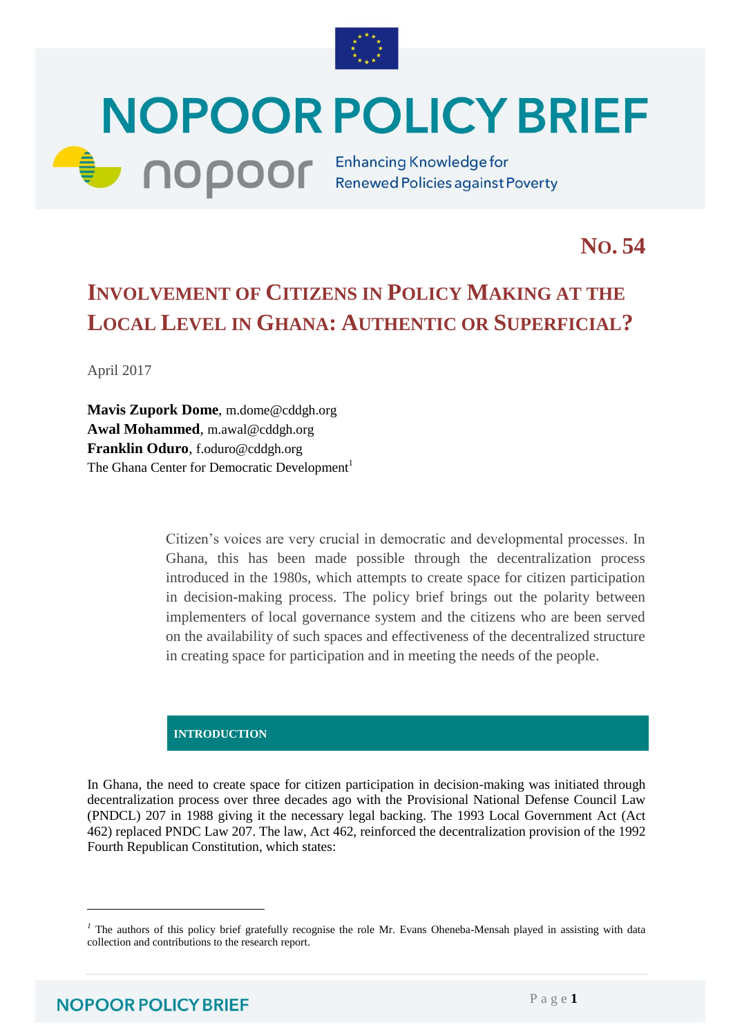# NOPOOR POLICY BRIEF

nopoor — Enhancing Knowledge for Renewed Policies against Poverty

## No. 54

# Involvement of Citizens in Policy Making at the Local Level in Ghana: Authentic or Superficial?

April 2017

**Mavis Zupork Dome**, m.dome@cddgh.org
**Awal Mohammed**, m.awal@cddgh.org
**Franklin Oduro**, f.oduro@cddgh.org
The Ghana Center for Democratic Development[1]

Citizen's voices are very crucial in democratic and developmental processes. In Ghana, this has been made possible through the decentralization process introduced in the 1980s, which attempts to create space for citizen participation in decision-making process. The policy brief brings out the polarity between implementers of local governance system and the citizens who are been served on the availability of such spaces and effectiveness of the decentralized structure in creating space for participation and in meeting the needs of the people.

## INTRODUCTION

In Ghana, the need to create space for citizen participation in decision-making was initiated through decentralization process over three decades ago with the Provisional National Defense Council Law (PNDCL) 207 in 1988 giving it the necessary legal backing. The 1993 Local Government Act (Act 462) replaced PNDC Law 207. The law, Act 462, reinforced the decentralization provision of the 1992 Fourth Republican Constitution, which states:

[1] The authors of this policy brief gratefully recognise the role Mr. Evans Oheneba-Mensah played in assisting with data collection and contributions to the research report.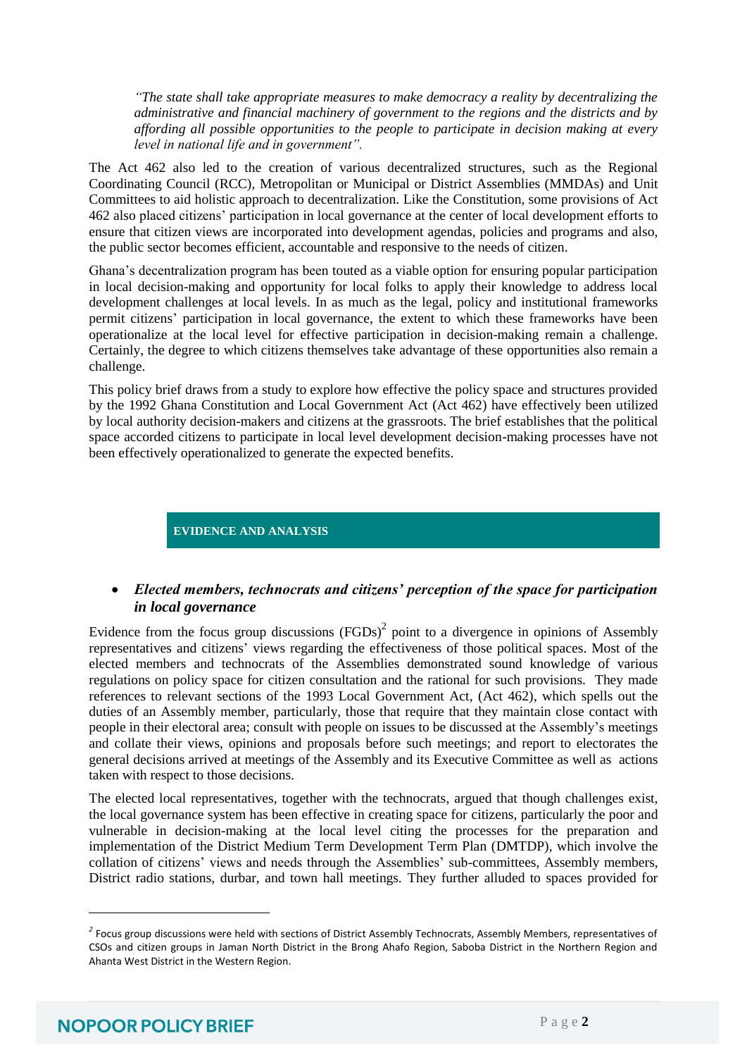> *"The state shall take appropriate measures to make democracy a reality by decentralizing the administrative and financial machinery of government to the regions and the districts and by affording all possible opportunities to the people to participate in decision making at every level in national life and in government".*

The Act 462 also led to the creation of various decentralized structures, such as the Regional Coordinating Council (RCC), Metropolitan or Municipal or District Assemblies (MMDAs) and Unit Committees to aid holistic approach to decentralization. Like the Constitution, some provisions of Act 462 also placed citizens' participation in local governance at the center of local development efforts to ensure that citizen views are incorporated into development agendas, policies and programs and also, the public sector becomes efficient, accountable and responsive to the needs of citizen.

Ghana's decentralization program has been touted as a viable option for ensuring popular participation in local decision-making and opportunity for local folks to apply their knowledge to address local development challenges at local levels. In as much as the legal, policy and institutional frameworks permit citizens' participation in local governance, the extent to which these frameworks have been operationalize at the local level for effective participation in decision-making remain a challenge. Certainly, the degree to which citizens themselves take advantage of these opportunities also remain a challenge.

This policy brief draws from a study to explore how effective the policy space and structures provided by the 1992 Ghana Constitution and Local Government Act (Act 462) have effectively been utilized by local authority decision-makers and citizens at the grassroots. The brief establishes that the political space accorded citizens to participate in local level development decision-making processes have not been effectively operationalized to generate the expected benefits.

## EVIDENCE AND ANALYSIS

- ***Elected members, technocrats and citizens' perception of the space for participation in local governance***

Evidence from the focus group discussions (FGDs)[2] point to a divergence in opinions of Assembly representatives and citizens' views regarding the effectiveness of those political spaces. Most of the elected members and technocrats of the Assemblies demonstrated sound knowledge of various regulations on policy space for citizen consultation and the rational for such provisions. They made references to relevant sections of the 1993 Local Government Act, (Act 462), which spells out the duties of an Assembly member, particularly, those that require that they maintain close contact with people in their electoral area; consult with people on issues to be discussed at the Assembly's meetings and collate their views, opinions and proposals before such meetings; and report to electorates the general decisions arrived at meetings of the Assembly and its Executive Committee as well as actions taken with respect to those decisions.

The elected local representatives, together with the technocrats, argued that though challenges exist, the local governance system has been effective in creating space for citizens, particularly the poor and vulnerable in decision-making at the local level citing the processes for the preparation and implementation of the District Medium Term Development Term Plan (DMTDP), which involve the collation of citizens' views and needs through the Assemblies' sub-committees, Assembly members, District radio stations, durbar, and town hall meetings. They further alluded to spaces provided for

---

[2] Focus group discussions were held with sections of District Assembly Technocrats, Assembly Members, representatives of CSOs and citizen groups in Jaman North District in the Brong Ahafo Region, Saboba District in the Northern Region and Ahanta West District in the Western Region.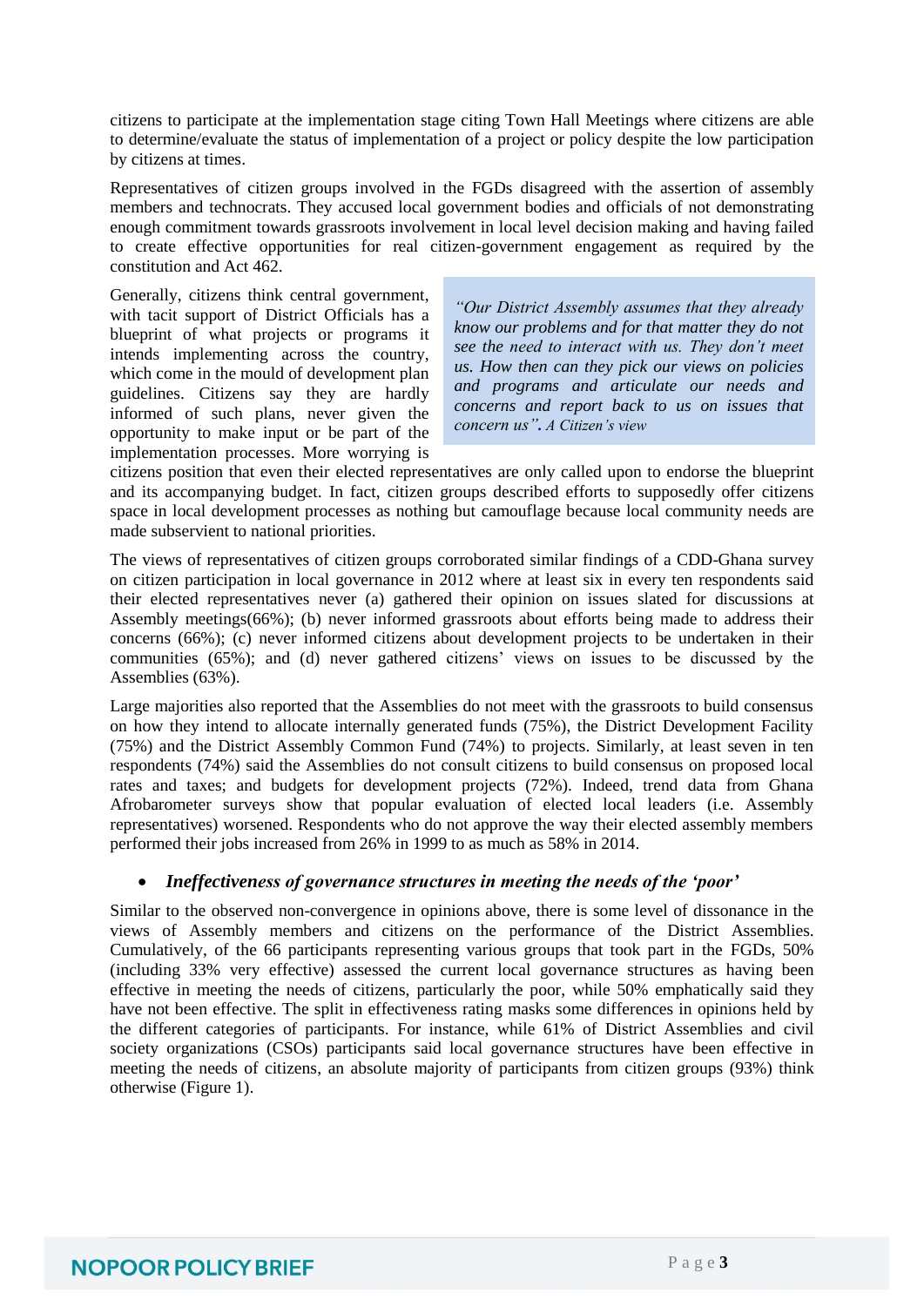citizens to participate at the implementation stage citing Town Hall Meetings where citizens are able to determine/evaluate the status of implementation of a project or policy despite the low participation by citizens at times.

Representatives of citizen groups involved in the FGDs disagreed with the assertion of assembly members and technocrats. They accused local government bodies and officials of not demonstrating enough commitment towards grassroots involvement in local level decision making and having failed to create effective opportunities for real citizen-government engagement as required by the constitution and Act 462.

> *"Our District Assembly assumes that they already know our problems and for that matter they do not see the need to interact with us. They don't meet us. How then can they pick our views on policies and programs and articulate our needs and concerns and report back to us on issues that concern us". A Citizen's view*

Generally, citizens think central government, with tacit support of District Officials has a blueprint of what projects or programs it intends implementing across the country, which come in the mould of development plan guidelines. Citizens say they are hardly informed of such plans, never given the opportunity to make input or be part of the implementation processes. More worrying is citizens position that even their elected representatives are only called upon to endorse the blueprint and its accompanying budget. In fact, citizen groups described efforts to supposedly offer citizens space in local development processes as nothing but camouflage because local community needs are made subservient to national priorities.

The views of representatives of citizen groups corroborated similar findings of a CDD-Ghana survey on citizen participation in local governance in 2012 where at least six in every ten respondents said their elected representatives never (a) gathered their opinion on issues slated for discussions at Assembly meetings(66%); (b) never informed grassroots about efforts being made to address their concerns (66%); (c) never informed citizens about development projects to be undertaken in their communities (65%); and (d) never gathered citizens' views on issues to be discussed by the Assemblies (63%).

Large majorities also reported that the Assemblies do not meet with the grassroots to build consensus on how they intend to allocate internally generated funds (75%), the District Development Facility (75%) and the District Assembly Common Fund (74%) to projects. Similarly, at least seven in ten respondents (74%) said the Assemblies do not consult citizens to build consensus on proposed local rates and taxes; and budgets for development projects (72%). Indeed, trend data from Ghana Afrobarometer surveys show that popular evaluation of elected local leaders (i.e. Assembly representatives) worsened. Respondents who do not approve the way their elected assembly members performed their jobs increased from 26% in 1999 to as much as 58% in 2014.

- ***Ineffectiveness of governance structures in meeting the needs of the 'poor'***

Similar to the observed non-convergence in opinions above, there is some level of dissonance in the views of Assembly members and citizens on the performance of the District Assemblies. Cumulatively, of the 66 participants representing various groups that took part in the FGDs, 50% (including 33% very effective) assessed the current local governance structures as having been effective in meeting the needs of citizens, particularly the poor, while 50% emphatically said they have not been effective. The split in effectiveness rating masks some differences in opinions held by the different categories of participants. For instance, while 61% of District Assemblies and civil society organizations (CSOs) participants said local governance structures have been effective in meeting the needs of citizens, an absolute majority of participants from citizen groups (93%) think otherwise (Figure 1).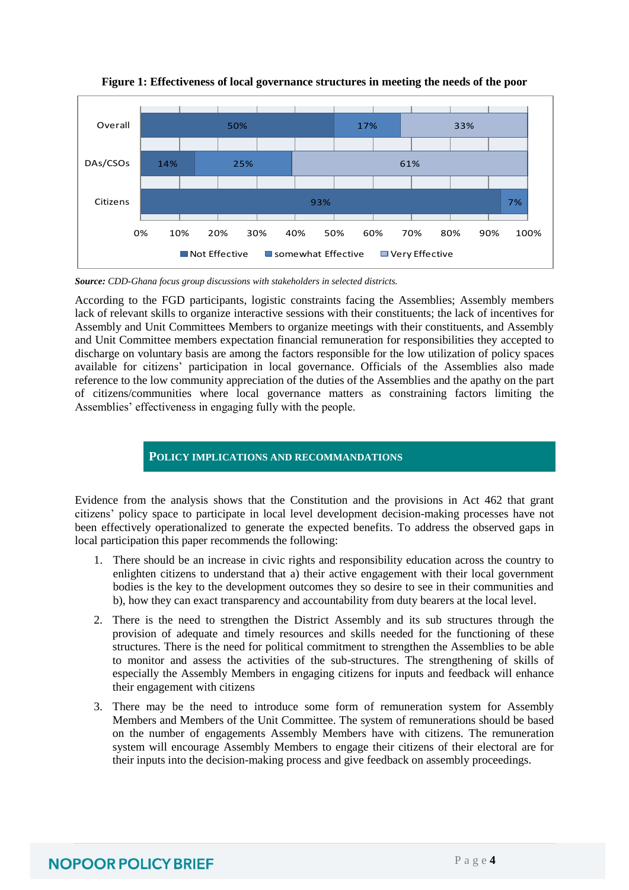**Figure 1: Effectiveness of local governance structures in meeting the needs of the poor**

| | Not Effective | somewhat Effective | Very Effective |
|---|---|---|---|
| Overall | 50% | 17% | 33% |
| DAs/CSOs | 14% | 25% | 61% |
| Citizens | 93% | 7% | |

***Source:*** *CDD-Ghana focus group discussions with stakeholders in selected districts.*

According to the FGD participants, logistic constraints facing the Assemblies; Assembly members lack of relevant skills to organize interactive sessions with their constituents; the lack of incentives for Assembly and Unit Committees Members to organize meetings with their constituents, and Assembly and Unit Committee members expectation financial remuneration for responsibilities they accepted to discharge on voluntary basis are among the factors responsible for the low utilization of policy spaces available for citizens' participation in local governance. Officials of the Assemblies also made reference to the low community appreciation of the duties of the Assemblies and the apathy on the part of citizens/communities where local governance matters as constraining factors limiting the Assemblies' effectiveness in engaging fully with the people.

## POLICY IMPLICATIONS AND RECOMMANDATIONS

Evidence from the analysis shows that the Constitution and the provisions in Act 462 that grant citizens' policy space to participate in local level development decision-making processes have not been effectively operationalized to generate the expected benefits. To address the observed gaps in local participation this paper recommends the following:

1. There should be an increase in civic rights and responsibility education across the country to enlighten citizens to understand that a) their active engagement with their local government bodies is the key to the development outcomes they so desire to see in their communities and b), how they can exact transparency and accountability from duty bearers at the local level.
2. There is the need to strengthen the District Assembly and its sub structures through the provision of adequate and timely resources and skills needed for the functioning of these structures. There is the need for political commitment to strengthen the Assemblies to be able to monitor and assess the activities of the sub-structures. The strengthening of skills of especially the Assembly Members in engaging citizens for inputs and feedback will enhance their engagement with citizens
3. There may be the need to introduce some form of remuneration system for Assembly Members and Members of the Unit Committee. The system of remunerations should be based on the number of engagements Assembly Members have with citizens. The remuneration system will encourage Assembly Members to engage their citizens of their electoral are for their inputs into the decision-making process and give feedback on assembly proceedings.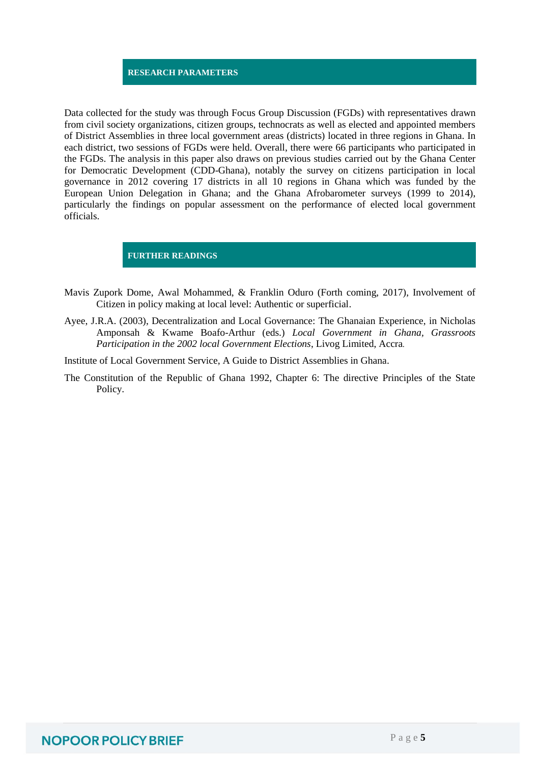## RESEARCH PARAMETERS

Data collected for the study was through Focus Group Discussion (FGDs) with representatives drawn from civil society organizations, citizen groups, technocrats as well as elected and appointed members of District Assemblies in three local government areas (districts) located in three regions in Ghana. In each district, two sessions of FGDs were held. Overall, there were 66 participants who participated in the FGDs. The analysis in this paper also draws on previous studies carried out by the Ghana Center for Democratic Development (CDD-Ghana), notably the survey on citizens participation in local governance in 2012 covering 17 districts in all 10 regions in Ghana which was funded by the European Union Delegation in Ghana; and the Ghana Afrobarometer surveys (1999 to 2014), particularly the findings on popular assessment on the performance of elected local government officials.

## FURTHER READINGS

Mavis Zupork Dome, Awal Mohammed, & Franklin Oduro (Forth coming, 2017), Involvement of Citizen in policy making at local level: Authentic or superficial.

Ayee, J.R.A. (2003), Decentralization and Local Governance: The Ghanaian Experience, in Nicholas Amponsah & Kwame Boafo-Arthur (eds.) *Local Government in Ghana*, *Grassroots Participation in the 2002 local Government Elections*, Livog Limited, Accra.

Institute of Local Government Service, A Guide to District Assemblies in Ghana.

The Constitution of the Republic of Ghana 1992, Chapter 6: The directive Principles of the State Policy.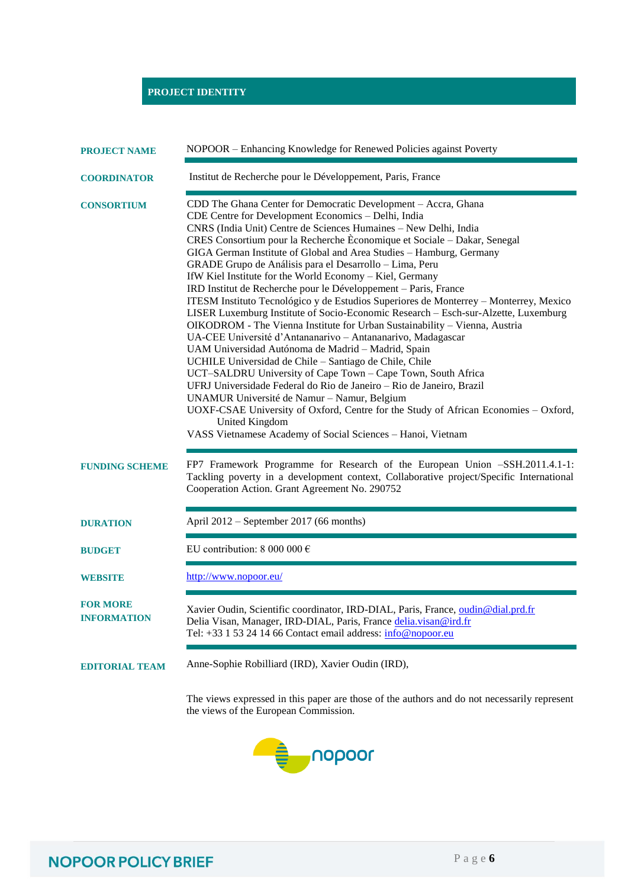## PROJECT IDENTITY

| | |
|---|---|
| **PROJECT NAME** | NOPOOR – Enhancing Knowledge for Renewed Policies against Poverty |
| **COORDINATOR** | Institut de Recherche pour le Développement, Paris, France |
| **CONSORTIUM** | CDD The Ghana Center for Democratic Development – Accra, Ghana<br>CDE Centre for Development Economics – Delhi, India<br>CNRS (India Unit) Centre de Sciences Humaines – New Delhi, India<br>CRES Consortium pour la Recherche Èconomique et Sociale – Dakar, Senegal<br>GIGA German Institute of Global and Area Studies – Hamburg, Germany<br>GRADE Grupo de Análisis para el Desarrollo – Lima, Peru<br>IfW Kiel Institute for the World Economy – Kiel, Germany<br>IRD Institut de Recherche pour le Développement – Paris, France<br>ITESM Instituto Tecnológico y de Estudios Superiores de Monterrey – Monterrey, Mexico<br>LISER Luxemburg Institute of Socio-Economic Research – Esch-sur-Alzette, Luxemburg<br>OIKODROM - The Vienna Institute for Urban Sustainability – Vienna, Austria<br>UA-CEE Université d'Antananarivo – Antananarivo, Madagascar<br>UAM Universidad Autónoma de Madrid – Madrid, Spain<br>UCHILE Universidad de Chile – Santiago de Chile, Chile<br>UCT–SALDRU University of Cape Town – Cape Town, South Africa<br>UFRJ Universidade Federal do Rio de Janeiro – Rio de Janeiro, Brazil<br>UNAMUR Université de Namur – Namur, Belgium<br>UOXF-CSAE University of Oxford, Centre for the Study of African Economies – Oxford, United Kingdom<br>VASS Vietnamese Academy of Social Sciences – Hanoi, Vietnam |
| **FUNDING SCHEME** | FP7 Framework Programme for Research of the European Union –SSH.2011.4.1-1: Tackling poverty in a development context, Collaborative project/Specific International Cooperation Action. Grant Agreement No. 290752 |
| **DURATION** | April 2012 – September 2017 (66 months) |
| **BUDGET** | EU contribution: 8 000 000 € |
| **WEBSITE** | http://www.nopoor.eu/ |
| **FOR MORE INFORMATION** | Xavier Oudin, Scientific coordinator, IRD-DIAL, Paris, France, oudin@dial.prd.fr<br>Delia Visan, Manager, IRD-DIAL, Paris, France delia.visan@ird.fr<br>Tel: +33 1 53 24 14 66 Contact email address: info@nopoor.eu |
| **EDITORIAL TEAM** | Anne-Sophie Robilliard (IRD), Xavier Oudin (IRD), |

The views expressed in this paper are those of the authors and do not necessarily represent the views of the European Commission.

nopoor